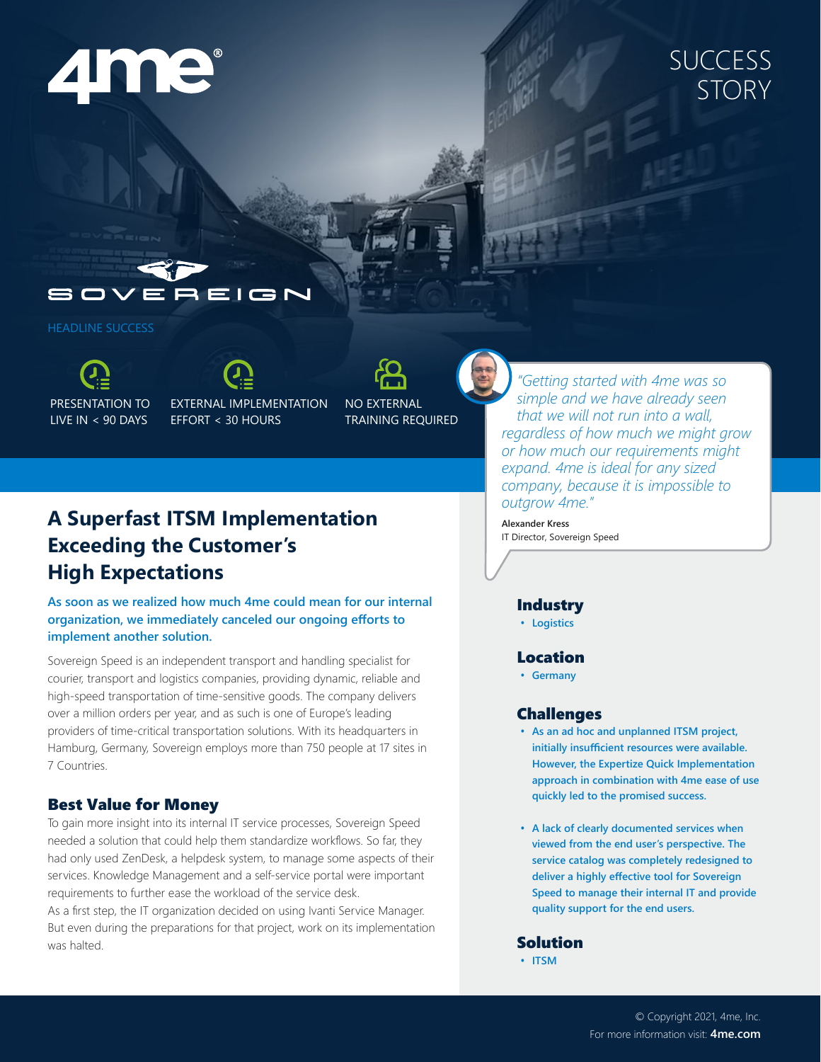# SUCCESS STORY

HEADLINE SUCCESS

- PRESENTATION TO LIVE IN < 90 DAYS
- EXTERNAL IMPLEMENTATION EFFORT < 30 HOURS
- NO EXTERNAL TRAINING REQUIRED

*"Getting started with 4me was so simple and we have already seen that we will not run into a wall, regardless of how much we might grow or how much our requirements might expand. 4me is ideal for any sized company, because it is impossible to outgrow 4me."*

Alexander Kress
IT Director, Sovereign Speed

## A Superfast ITSM Implementation Exceeding the Customer's High Expectations

**As soon as we realized how much 4me could mean for our internal organization, we immediately canceled our ongoing efforts to implement another solution.**

Sovereign Speed is an independent transport and handling specialist for courier, transport and logistics companies, providing dynamic, reliable and high-speed transportation of time-sensitive goods. The company delivers over a million orders per year, and as such is one of Europe's leading providers of time-critical transportation solutions. With its headquarters in Hamburg, Germany, Sovereign employs more than 750 people at 17 sites in 7 Countries.

### Best Value for Money

To gain more insight into its internal IT service processes, Sovereign Speed needed a solution that could help them standardize workflows. So far, they had only used ZenDesk, a helpdesk system, to manage some aspects of their services. Knowledge Management and a self-service portal were important requirements to further ease the workload of the service desk.
As a first step, the IT organization decided on using Ivanti Service Manager. But even during the preparations for that project, work on its implementation was halted.

### Industry

- Logistics

### Location

- Germany

### Challenges

- As an ad hoc and unplanned ITSM project, initially insufficient resources were available. However, the Expertize Quick Implementation approach in combination with 4me ease of use quickly led to the promised success.
- A lack of clearly documented services when viewed from the end user's perspective. The service catalog was completely redesigned to deliver a highly effective tool for Sovereign Speed to manage their internal IT and provide quality support for the end users.

### Solution

- ITSM

© Copyright 2021, 4me, Inc.
For more information visit: **4me.com**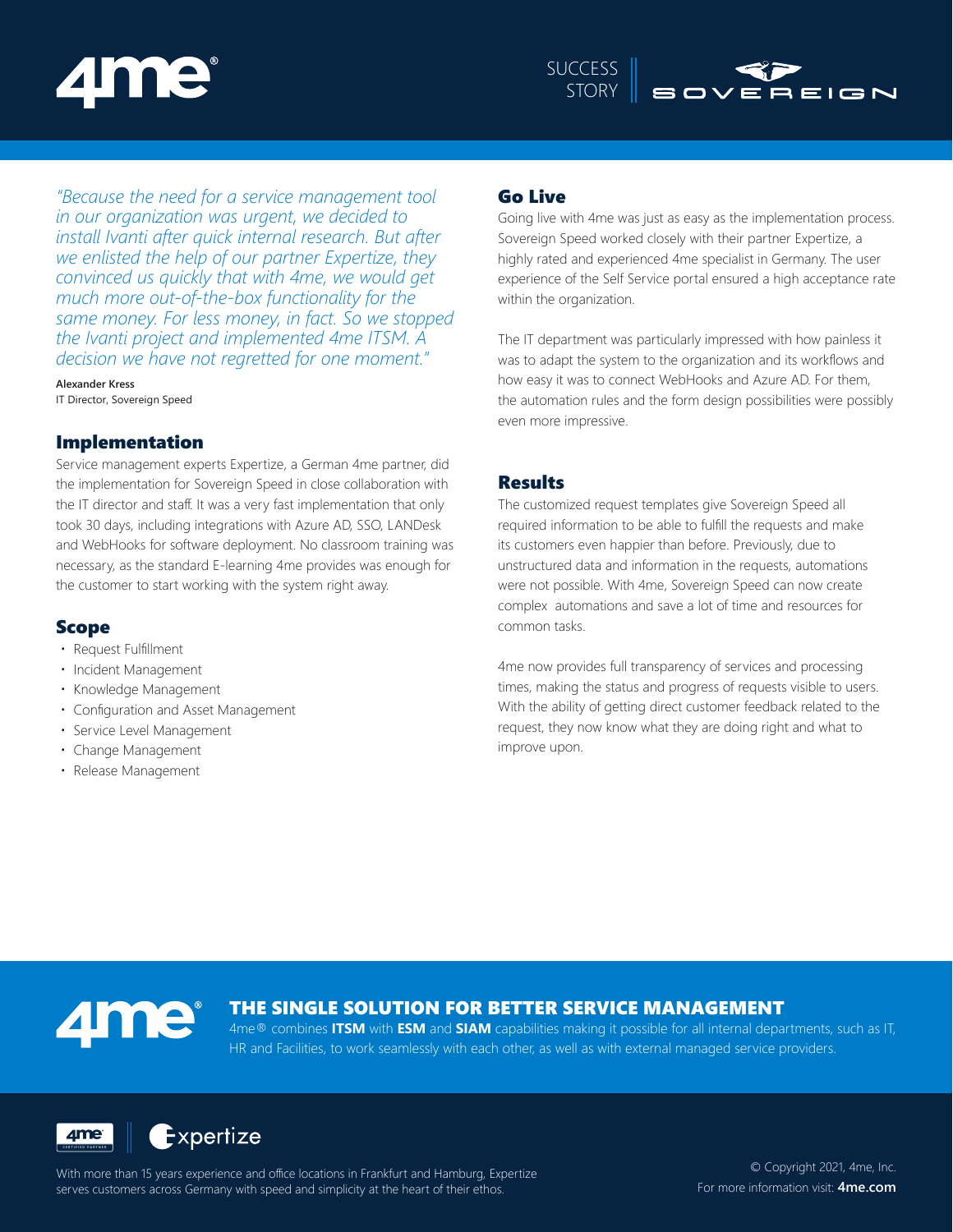SUCCESS STORY | SOVEREIGN

*"Because the need for a service management tool in our organization was urgent, we decided to install Ivanti after quick internal research. But after we enlisted the help of our partner Expertize, they convinced us quickly that with 4me, we would get much more out-of-the-box functionality for the same money. For less money, in fact. So we stopped the Ivanti project and implemented 4me ITSM. A decision we have not regretted for one moment."*

**Alexander Kress**
IT Director, Sovereign Speed

## Implementation

Service management experts Expertize, a German 4me partner, did the implementation for Sovereign Speed in close collaboration with the IT director and staff. It was a very fast implementation that only took 30 days, including integrations with Azure AD, SSO, LANDesk and WebHooks for software deployment. No classroom training was necessary, as the standard E-learning 4me provides was enough for the customer to start working with the system right away.

## Scope

- Request Fulfillment
- Incident Management
- Knowledge Management
- Configuration and Asset Management
- Service Level Management
- Change Management
- Release Management

## Go Live

Going live with 4me was just as easy as the implementation process. Sovereign Speed worked closely with their partner Expertize, a highly rated and experienced 4me specialist in Germany. The user experience of the Self Service portal ensured a high acceptance rate within the organization.

The IT department was particularly impressed with how painless it was to adapt the system to the organization and its workflows and how easy it was to connect WebHooks and Azure AD. For them, the automation rules and the form design possibilities were possibly even more impressive.

## Results

The customized request templates give Sovereign Speed all required information to be able to fulfill the requests and make its customers even happier than before. Previously, due to unstructured data and information in the requests, automations were not possible. With 4me, Sovereign Speed can now create complex automations and save a lot of time and resources for common tasks.

4me now provides full transparency of services and processing times, making the status and progress of requests visible to users. With the ability of getting direct customer feedback related to the request, they now know what they are doing right and what to improve upon.

## THE SINGLE SOLUTION FOR BETTER SERVICE MANAGEMENT

4me® combines **ITSM** with **ESM** and **SIAM** capabilities making it possible for all internal departments, such as IT, HR and Facilities, to work seamlessly with each other, as well as with external managed service providers.

4me CERTIFIED PARTNER | Expertize

With more than 15 years experience and office locations in Frankfurt and Hamburg, Expertize serves customers across Germany with speed and simplicity at the heart of their ethos.

© Copyright 2021, 4me, Inc.
For more information visit: **4me.com**